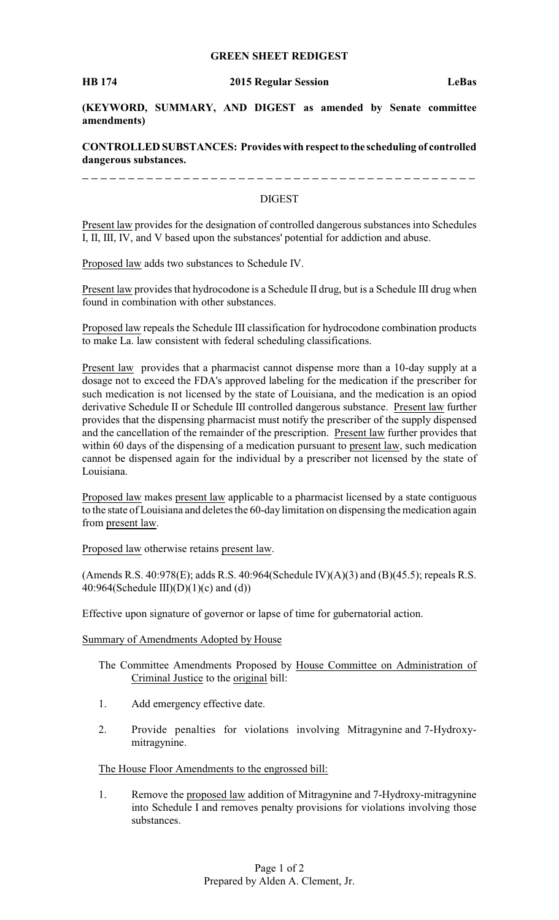**GREEN SHEET REDIGEST**

**HB 174** **2015 Regular Session** **LeBas**

**(KEYWORD, SUMMARY, AND DIGEST as amended by Senate committee amendments)**

**CONTROLLED SUBSTANCES: Provides with respect to the scheduling of controlled dangerous substances.**

---

DIGEST

Present law provides for the designation of controlled dangerous substances into Schedules I, II, III, IV, and V based upon the substances' potential for addiction and abuse.

Proposed law adds two substances to Schedule IV.

Present law provides that hydrocodone is a Schedule II drug, but is a Schedule III drug when found in combination with other substances.

Proposed law repeals the Schedule III classification for hydrocodone combination products to make La. law consistent with federal scheduling classifications.

Present law provides that a pharmacist cannot dispense more than a 10-day supply at a dosage not to exceed the FDA's approved labeling for the medication if the prescriber for such medication is not licensed by the state of Louisiana, and the medication is an opiod derivative Schedule II or Schedule III controlled dangerous substance. Present law further provides that the dispensing pharmacist must notify the prescriber of the supply dispensed and the cancellation of the remainder of the prescription. Present law further provides that within 60 days of the dispensing of a medication pursuant to present law, such medication cannot be dispensed again for the individual by a prescriber not licensed by the state of Louisiana.

Proposed law makes present law applicable to a pharmacist licensed by a state contiguous to the state of Louisiana and deletes the 60-day limitation on dispensing the medication again from present law.

Proposed law otherwise retains present law.

(Amends R.S. 40:978(E); adds R.S. 40:964(Schedule IV)(A)(3) and (B)(45.5); repeals R.S. 40:964(Schedule III)(D)(1)(c) and (d))

Effective upon signature of governor or lapse of time for gubernatorial action.

Summary of Amendments Adopted by House

The Committee Amendments Proposed by House Committee on Administration of Criminal Justice to the original bill:

1. Add emergency effective date.
2. Provide penalties for violations involving Mitragynine and 7-Hydroxy-mitragynine.

The House Floor Amendments to the engrossed bill:

1. Remove the proposed law addition of Mitragynine and 7-Hydroxy-mitragynine into Schedule I and removes penalty provisions for violations involving those substances.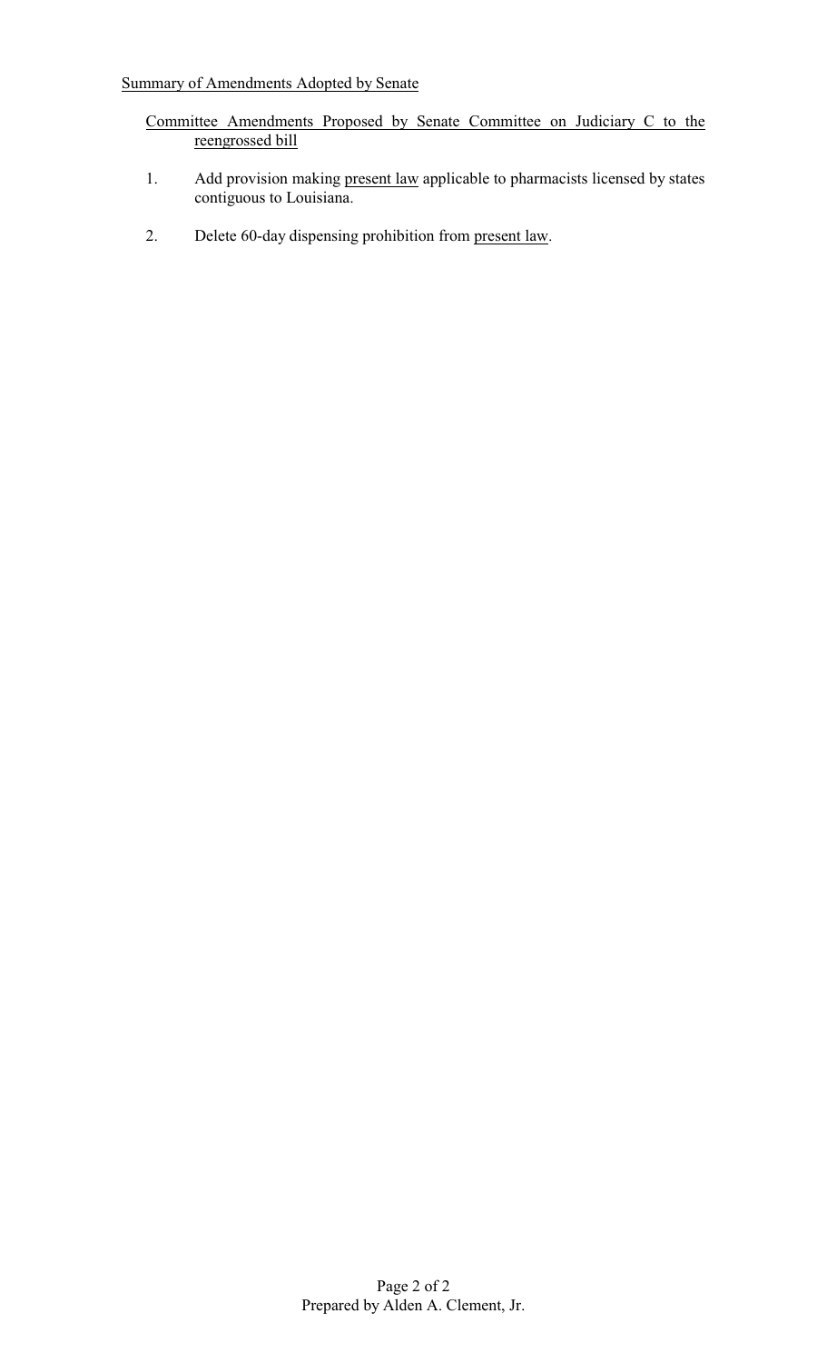<u>Summary of Amendments Adopted by Senate</u>

<u>Committee Amendments Proposed by Senate Committee on Judiciary C to the reengrossed bill</u>

1. Add provision making <u>present law</u> applicable to pharmacists licensed by states contiguous to Louisiana.

2. Delete 60-day dispensing prohibition from <u>present law</u>.

Prepared by Alden A. Clement, Jr.